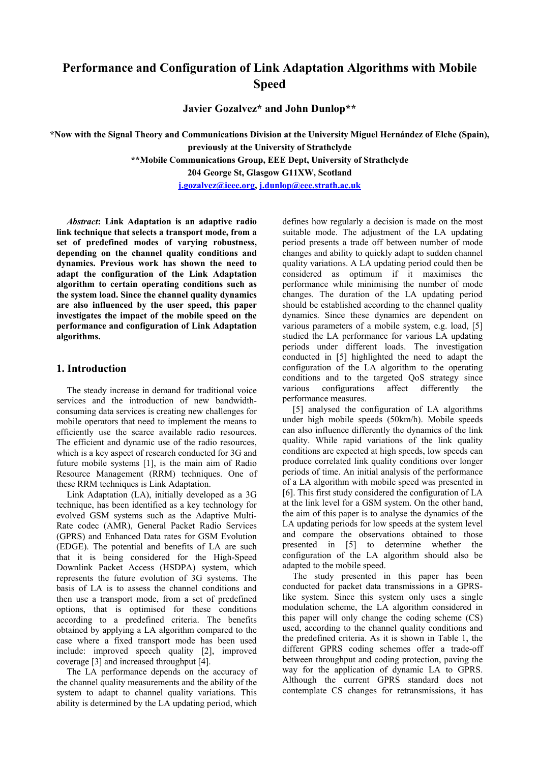# Performance and Configuration of Link Adaptation Algorithms with Mobile Speed

**Javier Gozalvez\* and John Dunlop\*\***

**\*Now with the Signal Theory and Communications Division at the University Miguel Hernández of Elche (Spain), previously at the University of Strathclyde**

**\*\*Mobile Communications Group, EEE Dept, University of Strathclyde**

**204 George St, Glasgow G11XW, Scotland**

**j.gozalvez@ieee.org, j.dunlop@eee.strath.ac.uk**

***Abstract*: Link Adaptation is an adaptive radio link technique that selects a transport mode, from a set of predefined modes of varying robustness, depending on the channel quality conditions and dynamics. Previous work has shown the need to adapt the configuration of the Link Adaptation algorithm to certain operating conditions such as the system load. Since the channel quality dynamics are also influenced by the user speed, this paper investigates the impact of the mobile speed on the performance and configuration of Link Adaptation algorithms.**

## 1. Introduction

The steady increase in demand for traditional voice services and the introduction of new bandwidth-consuming data services is creating new challenges for mobile operators that need to implement the means to efficiently use the scarce available radio resources. The efficient and dynamic use of the radio resources, which is a key aspect of research conducted for 3G and future mobile systems [1], is the main aim of Radio Resource Management (RRM) techniques. One of these RRM techniques is Link Adaptation.

Link Adaptation (LA), initially developed as a 3G technique, has been identified as a key technology for evolved GSM systems such as the Adaptive Multi-Rate codec (AMR), General Packet Radio Services (GPRS) and Enhanced Data rates for GSM Evolution (EDGE). The potential and benefits of LA are such that it is being considered for the High-Speed Downlink Packet Access (HSDPA) system, which represents the future evolution of 3G systems. The basis of LA is to assess the channel conditions and then use a transport mode, from a set of predefined options, that is optimised for these conditions according to a predefined criteria. The benefits obtained by applying a LA algorithm compared to the case where a fixed transport mode has been used include: improved speech quality [2], improved coverage [3] and increased throughput [4].

The LA performance depends on the accuracy of the channel quality measurements and the ability of the system to adapt to channel quality variations. This ability is determined by the LA updating period, which defines how regularly a decision is made on the most suitable mode. The adjustment of the LA updating period presents a trade off between number of mode changes and ability to quickly adapt to sudden channel quality variations. A LA updating period could then be considered as optimum if it maximises the performance while minimising the number of mode changes. The duration of the LA updating period should be established according to the channel quality dynamics. Since these dynamics are dependent on various parameters of a mobile system, e.g. load, [5] studied the LA performance for various LA updating periods under different loads. The investigation conducted in [5] highlighted the need to adapt the configuration of the LA algorithm to the operating conditions and to the targeted QoS strategy since various configurations affect differently the performance measures.

[5] analysed the configuration of LA algorithms under high mobile speeds (50km/h). Mobile speeds can also influence differently the dynamics of the link quality. While rapid variations of the link quality conditions are expected at high speeds, low speeds can produce correlated link quality conditions over longer periods of time. An initial analysis of the performance of a LA algorithm with mobile speed was presented in [6]. This first study considered the configuration of LA at the link level for a GSM system. On the other hand, the aim of this paper is to analyse the dynamics of the LA updating periods for low speeds at the system level and compare the observations obtained to those presented in [5] to determine whether the configuration of the LA algorithm should also be adapted to the mobile speed.

The study presented in this paper has been conducted for packet data transmissions in a GPRS-like system. Since this system only uses a single modulation scheme, the LA algorithm considered in this paper will only change the coding scheme (CS) used, according to the channel quality conditions and the predefined criteria. As it is shown in Table 1, the different GPRS coding schemes offer a trade-off between throughput and coding protection, paving the way for the application of dynamic LA to GPRS. Although the current GPRS standard does not contemplate CS changes for retransmissions, it has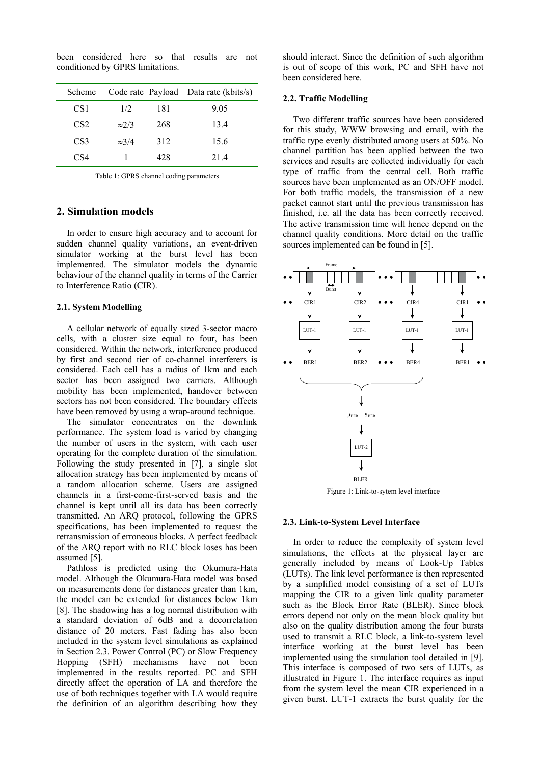been considered here so that results are not conditioned by GPRS limitations.

| Scheme | Code rate | Payload | Data rate (kbits/s) |
|---|---|---|---|
| CS1 | 1/2 | 181 | 9.05 |
| CS2 | ≈2/3 | 268 | 13.4 |
| CS3 | ≈3/4 | 312 | 15.6 |
| CS4 | 1 | 428 | 21.4 |

Table 1: GPRS channel coding parameters

## 2. Simulation models

In order to ensure high accuracy and to account for sudden channel quality variations, an event-driven simulator working at the burst level has been implemented. The simulator models the dynamic behaviour of the channel quality in terms of the Carrier to Interference Ratio (CIR).

### 2.1. System Modelling

A cellular network of equally sized 3-sector macro cells, with a cluster size equal to four, has been considered. Within the network, interference produced by first and second tier of co-channel interferers is considered. Each cell has a radius of 1km and each sector has been assigned two carriers. Although mobility has been implemented, handover between sectors has not been considered. The boundary effects have been removed by using a wrap-around technique.

The simulator concentrates on the downlink performance. The system load is varied by changing the number of users in the system, with each user operating for the complete duration of the simulation. Following the study presented in [7], a single slot allocation strategy has been implemented by means of a random allocation scheme. Users are assigned channels in a first-come-first-served basis and the channel is kept until all its data has been correctly transmitted. An ARQ protocol, following the GPRS specifications, has been implemented to request the retransmission of erroneous blocks. A perfect feedback of the ARQ report with no RLC block loses has been assumed [5].

Pathloss is predicted using the Okumura-Hata model. Although the Okumura-Hata model was based on measurements done for distances greater than 1km, the model can be extended for distances below 1km [8]. The shadowing has a log normal distribution with a standard deviation of 6dB and a decorrelation distance of 20 meters. Fast fading has also been included in the system level simulations as explained in Section 2.3. Power Control (PC) or Slow Frequency Hopping (SFH) mechanisms have not been implemented in the results reported. PC and SFH directly affect the operation of LA and therefore the use of both techniques together with LA would require the definition of an algorithm describing how they should interact. Since the definition of such algorithm is out of scope of this work, PC and SFH have not been considered here.

### 2.2. Traffic Modelling

Two different traffic sources have been considered for this study, WWW browsing and email, with the traffic type evenly distributed among users at 50%. No channel partition has been applied between the two services and results are collected individually for each type of traffic from the central cell. Both traffic sources have been implemented as an ON/OFF model. For both traffic models, the transmission of a new packet cannot start until the previous transmission has finished, i.e. all the data has been correctly received. The active transmission time will hence depend on the channel quality conditions. More detail on the traffic sources implemented can be found in [5].

Figure 1: Link-to-sytem level interface

### 2.3. Link-to-System Level Interface

In order to reduce the complexity of system level simulations, the effects at the physical layer are generally included by means of Look-Up Tables (LUTs). The link level performance is then represented by a simplified model consisting of a set of LUTs mapping the CIR to a given link quality parameter such as the Block Error Rate (BLER). Since block errors depend not only on the mean block quality but also on the quality distribution among the four bursts used to transmit a RLC block, a link-to-system level interface working at the burst level has been implemented using the simulation tool detailed in [9]. This interface is composed of two sets of LUTs, as illustrated in Figure 1. The interface requires as input from the system level the mean CIR experienced in a given burst. LUT-1 extracts the burst quality for the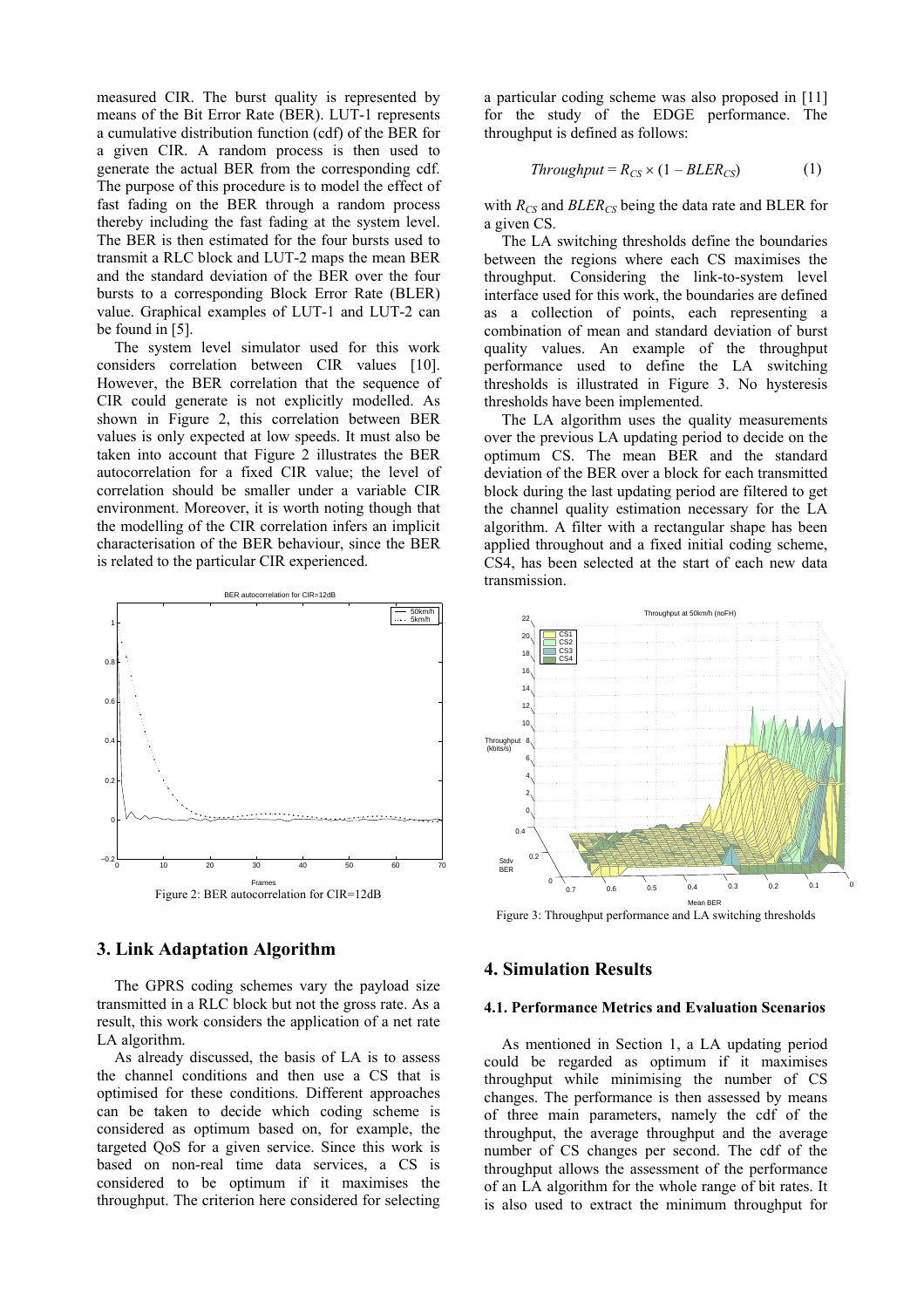measured CIR. The burst quality is represented by means of the Bit Error Rate (BER). LUT-1 represents a cumulative distribution function (cdf) of the BER for a given CIR. A random process is then used to generate the actual BER from the corresponding cdf. The purpose of this procedure is to model the effect of fast fading on the BER through a random process thereby including the fast fading at the system level. The BER is then estimated for the four bursts used to transmit a RLC block and LUT-2 maps the mean BER and the standard deviation of the BER over the four bursts to a corresponding Block Error Rate (BLER) value. Graphical examples of LUT-1 and LUT-2 can be found in [5].

The system level simulator used for this work considers correlation between CIR values [10]. However, the BER correlation that the sequence of CIR could generate is not explicitly modelled. As shown in Figure 2, this correlation between BER values is only expected at low speeds. It must also be taken into account that Figure 2 illustrates the BER autocorrelation for a fixed CIR value; the level of correlation should be smaller under a variable CIR environment. Moreover, it is worth noting though that the modelling of the CIR correlation infers an implicit characterisation of the BER behaviour, since the BER is related to the particular CIR experienced.

Figure 2: BER autocorrelation for CIR=12dB

## 3. Link Adaptation Algorithm

The GPRS coding schemes vary the payload size transmitted in a RLC block but not the gross rate. As a result, this work considers the application of a net rate LA algorithm.

As already discussed, the basis of LA is to assess the channel conditions and then use a CS that is optimised for these conditions. Different approaches can be taken to decide which coding scheme is considered as optimum based on, for example, the targeted QoS for a given service. Since this work is based on non-real time data services, a CS is considered to be optimum if it maximises the throughput. The criterion here considered for selecting a particular coding scheme was also proposed in [11] for the study of the EDGE performance. The throughput is defined as follows:

$$Throughput = R_{CS} \times (1 - BLER_{CS}) \tag{1}$$

with $R_{CS}$ and $BLER_{CS}$ being the data rate and BLER for a given CS.

The LA switching thresholds define the boundaries between the regions where each CS maximises the throughput. Considering the link-to-system level interface used for this work, the boundaries are defined as a collection of points, each representing a combination of mean and standard deviation of burst quality values. An example of the throughput performance used to define the LA switching thresholds is illustrated in Figure 3. No hysteresis thresholds have been implemented.

The LA algorithm uses the quality measurements over the previous LA updating period to decide on the optimum CS. The mean BER and the standard deviation of the BER over a block for each transmitted block during the last updating period are filtered to get the channel quality estimation necessary for the LA algorithm. A filter with a rectangular shape has been applied throughout and a fixed initial coding scheme, CS4, has been selected at the start of each new data transmission.

Figure 3: Throughput performance and LA switching thresholds

## 4. Simulation Results

### 4.1. Performance Metrics and Evaluation Scenarios

As mentioned in Section 1, a LA updating period could be regarded as optimum if it maximises throughput while minimising the number of CS changes. The performance is then assessed by means of three main parameters, namely the cdf of the throughput, the average throughput and the average number of CS changes per second. The cdf of the throughput allows the assessment of the performance of an LA algorithm for the whole range of bit rates. It is also used to extract the minimum throughput for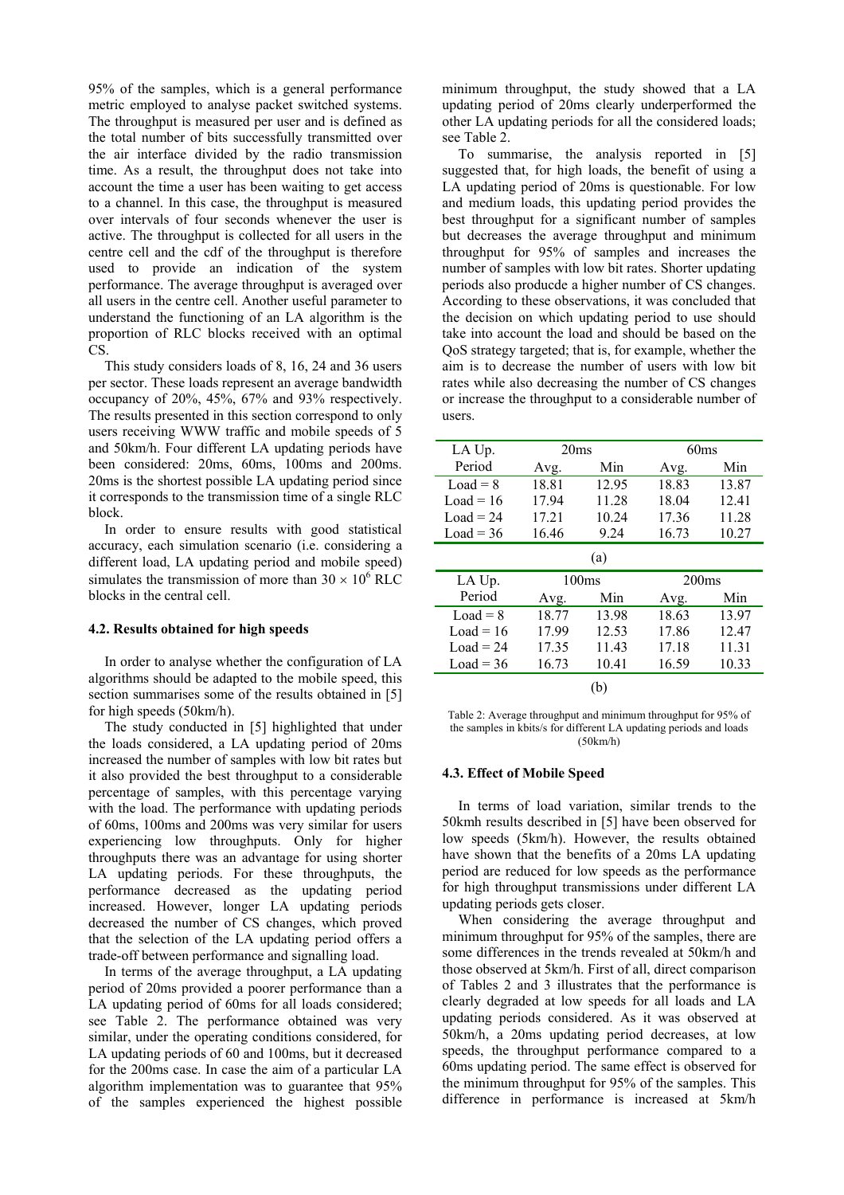95% of the samples, which is a general performance metric employed to analyse packet switched systems. The throughput is measured per user and is defined as the total number of bits successfully transmitted over the air interface divided by the radio transmission time. As a result, the throughput does not take into account the time a user has been waiting to get access to a channel. In this case, the throughput is measured over intervals of four seconds whenever the user is active. The throughput is collected for all users in the centre cell and the cdf of the throughput is therefore used to provide an indication of the system performance. The average throughput is averaged over all users in the centre cell. Another useful parameter to understand the functioning of an LA algorithm is the proportion of RLC blocks received with an optimal CS.

This study considers loads of 8, 16, 24 and 36 users per sector. These loads represent an average bandwidth occupancy of 20%, 45%, 67% and 93% respectively. The results presented in this section correspond to only users receiving WWW traffic and mobile speeds of 5 and 50km/h. Four different LA updating periods have been considered: 20ms, 60ms, 100ms and 200ms. 20ms is the shortest possible LA updating period since it corresponds to the transmission time of a single RLC block.

In order to ensure results with good statistical accuracy, each simulation scenario (i.e. considering a different load, LA updating period and mobile speed) simulates the transmission of more than $30 \times 10^6$ RLC blocks in the central cell.

### 4.2. Results obtained for high speeds

In order to analyse whether the configuration of LA algorithms should be adapted to the mobile speed, this section summarises some of the results obtained in [5] for high speeds (50km/h).

The study conducted in [5] highlighted that under the loads considered, a LA updating period of 20ms increased the number of samples with low bit rates but it also provided the best throughput to a considerable percentage of samples, with this percentage varying with the load. The performance with updating periods of 60ms, 100ms and 200ms was very similar for users experiencing low throughputs. Only for higher throughputs there was an advantage for using shorter LA updating periods. For these throughputs, the performance decreased as the updating period increased. However, longer LA updating periods decreased the number of CS changes, which proved that the selection of the LA updating period offers a trade-off between performance and signalling load.

In terms of the average throughput, a LA updating period of 20ms provided a poorer performance than a LA updating period of 60ms for all loads considered; see Table 2. The performance obtained was very similar, under the operating conditions considered, for LA updating periods of 60 and 100ms, but it decreased for the 200ms case. In case the aim of a particular LA algorithm implementation was to guarantee that 95% of the samples experienced the highest possible minimum throughput, the study showed that a LA updating period of 20ms clearly underperformed the other LA updating periods for all the considered loads; see Table 2.

To summarise, the analysis reported in [5] suggested that, for high loads, the benefit of using a LA updating period of 20ms is questionable. For low and medium loads, this updating period provides the best throughput for a significant number of samples but decreases the average throughput and minimum throughput for 95% of samples and increases the number of samples with low bit rates. Shorter updating periods also producde a higher number of CS changes. According to these observations, it was concluded that the decision on which updating period to use should take into account the load and should be based on the QoS strategy targeted; that is, for example, whether the aim is to decrease the number of users with low bit rates while also decreasing the number of CS changes or increase the throughput to a considerable number of users.

| LA Up. Period | 20ms | | 60ms | |
|---|---|---|---|---|
| | Avg. | Min | Avg. | Min |
| Load = 8 | 18.81 | 12.95 | 18.83 | 13.87 |
| Load = 16 | 17.94 | 11.28 | 18.04 | 12.41 |
| Load = 24 | 17.21 | 10.24 | 17.36 | 11.28 |
| Load = 36 | 16.46 | 9.24 | 16.73 | 10.27 |

(a)

| LA Up. Period | 100ms | | 200ms | |
|---|---|---|---|---|
| | Avg. | Min | Avg. | Min |
| Load = 8 | 18.77 | 13.98 | 18.63 | 13.97 |
| Load = 16 | 17.99 | 12.53 | 17.86 | 12.47 |
| Load = 24 | 17.35 | 11.43 | 17.18 | 11.31 |
| Load = 36 | 16.73 | 10.41 | 16.59 | 10.33 |

(b)

Table 2: Average throughput and minimum throughput for 95% of the samples in kbits/s for different LA updating periods and loads (50km/h)

### 4.3. Effect of Mobile Speed

In terms of load variation, similar trends to the 50kmh results described in [5] have been observed for low speeds (5km/h). However, the results obtained have shown that the benefits of a 20ms LA updating period are reduced for low speeds as the performance for high throughput transmissions under different LA updating periods gets closer.

When considering the average throughput and minimum throughput for 95% of the samples, there are some differences in the trends revealed at 50km/h and those observed at 5km/h. First of all, direct comparison of Tables 2 and 3 illustrates that the performance is clearly degraded at low speeds for all loads and LA updating periods considered. As it was observed at 50km/h, a 20ms updating period decreases, at low speeds, the throughput performance compared to a 60ms updating period. The same effect is observed for the minimum throughput for 95% of the samples. This difference in performance is increased at 5km/h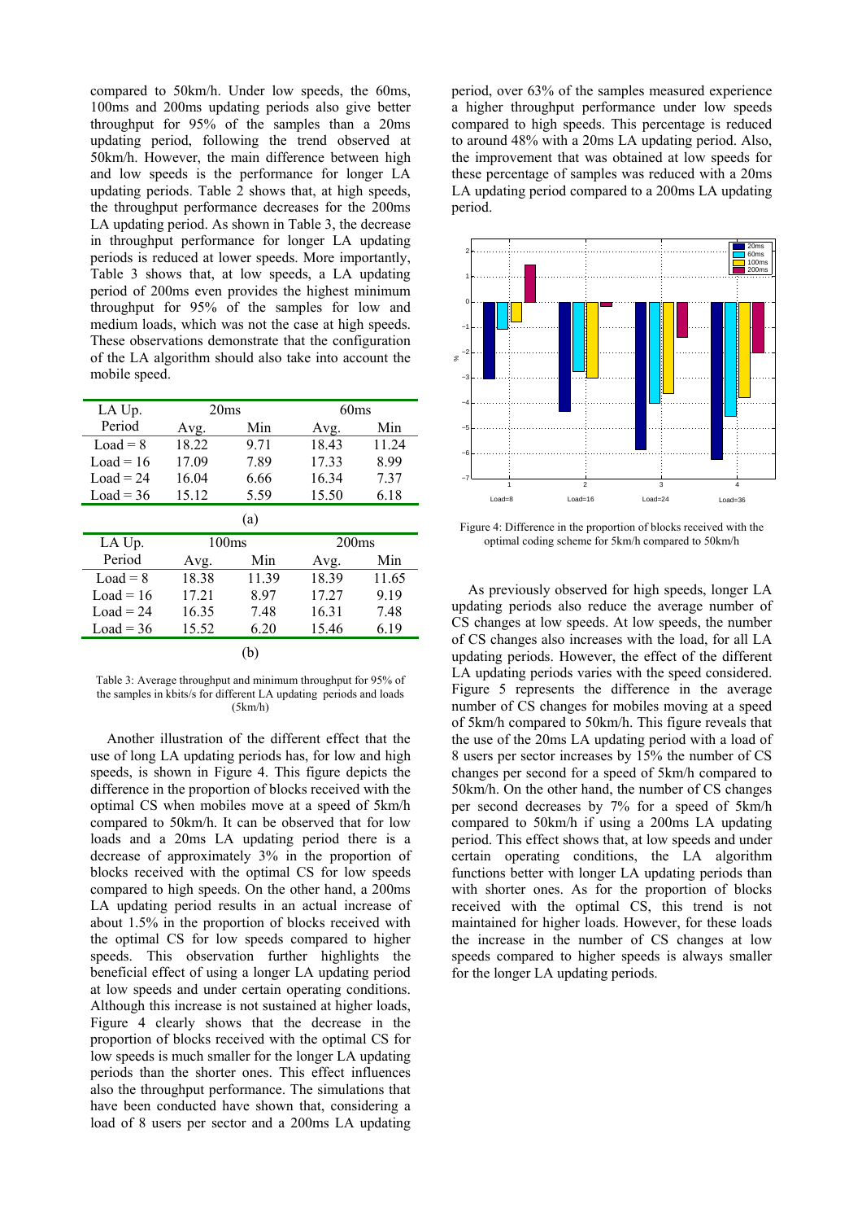compared to 50km/h. Under low speeds, the 60ms, 100ms and 200ms updating periods also give better throughput for 95% of the samples than a 20ms updating period, following the trend observed at 50km/h. However, the main difference between high and low speeds is the performance for longer LA updating periods. Table 2 shows that, at high speeds, the throughput performance decreases for the 200ms LA updating period. As shown in Table 3, the decrease in throughput performance for longer LA updating periods is reduced at lower speeds. More importantly, Table 3 shows that, at low speeds, a LA updating period of 200ms even provides the highest minimum throughput for 95% of the samples for low and medium loads, which was not the case at high speeds. These observations demonstrate that the configuration of the LA algorithm should also take into account the mobile speed.

| LA Up. Period | 20ms | | 60ms | |
|---|---|---|---|---|
| | Avg. | Min | Avg. | Min |
| Load = 8 | 18.22 | 9.71 | 18.43 | 11.24 |
| Load = 16 | 17.09 | 7.89 | 17.33 | 8.99 |
| Load = 24 | 16.04 | 6.66 | 16.34 | 7.37 |
| Load = 36 | 15.12 | 5.59 | 15.50 | 6.18 |

(a)

| LA Up. Period | 100ms | | 200ms | |
|---|---|---|---|---|
| | Avg. | Min | Avg. | Min |
| Load = 8 | 18.38 | 11.39 | 18.39 | 11.65 |
| Load = 16 | 17.21 | 8.97 | 17.27 | 9.19 |
| Load = 24 | 16.35 | 7.48 | 16.31 | 7.48 |
| Load = 36 | 15.52 | 6.20 | 15.46 | 6.19 |

(b)

Table 3: Average throughput and minimum throughput for 95% of the samples in kbits/s for different LA updating periods and loads (5km/h)

Another illustration of the different effect that the use of long LA updating periods has, for low and high speeds, is shown in Figure 4. This figure depicts the difference in the proportion of blocks received with the optimal CS when mobiles move at a speed of 5km/h compared to 50km/h. It can be observed that for low loads and a 20ms LA updating period there is a decrease of approximately 3% in the proportion of blocks received with the optimal CS for low speeds compared to high speeds. On the other hand, a 200ms LA updating period results in an actual increase of about 1.5% in the proportion of blocks received with the optimal CS for low speeds compared to higher speeds. This observation further highlights the beneficial effect of using a longer LA updating period at low speeds and under certain operating conditions. Although this increase is not sustained at higher loads, Figure 4 clearly shows that the decrease in the proportion of blocks received with the optimal CS for low speeds is much smaller for the longer LA updating periods than the shorter ones. This effect influences also the throughput performance. The simulations that have been conducted have shown that, considering a load of 8 users per sector and a 200ms LA updating period, over 63% of the samples measured experience a higher throughput performance under low speeds compared to high speeds. This percentage is reduced to around 48% with a 20ms LA updating period. Also, the improvement that was obtained at low speeds for these percentage of samples was reduced with a 20ms LA updating period compared to a 200ms LA updating period.

Figure 4: Difference in the proportion of blocks received with the optimal coding scheme for 5km/h compared to 50km/h

As previously observed for high speeds, longer LA updating periods also reduce the average number of CS changes at low speeds. At low speeds, the number of CS changes also increases with the load, for all LA updating periods. However, the effect of the different LA updating periods varies with the speed considered. Figure 5 represents the difference in the average number of CS changes for mobiles moving at a speed of 5km/h compared to 50km/h. This figure reveals that the use of the 20ms LA updating period with a load of 8 users per sector increases by 15% the number of CS changes per second for a speed of 5km/h compared to 50km/h. On the other hand, the number of CS changes per second decreases by 7% for a speed of 5km/h compared to 50km/h if using a 200ms LA updating period. This effect shows that, at low speeds and under certain operating conditions, the LA algorithm functions better with longer LA updating periods than with shorter ones. As for the proportion of blocks received with the optimal CS, this trend is not maintained for higher loads. However, for these loads the increase in the number of CS changes at low speeds compared to higher speeds is always smaller for the longer LA updating periods.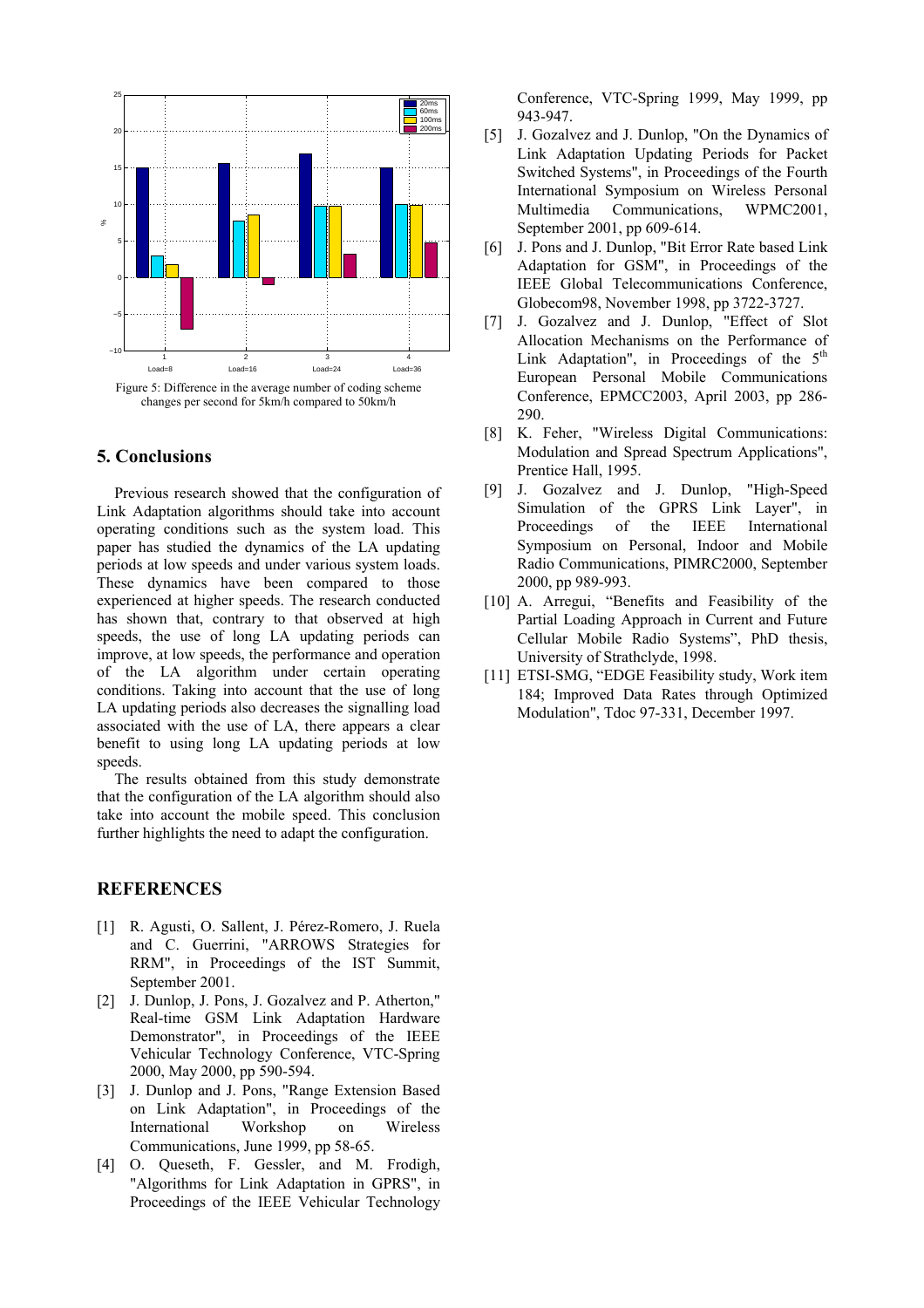25

20

15

10

5

0

−5

−10

%

1 Load=8

2 Load=16

3 Load=24

4 Load=36

20ms
60ms
100ms
200ms

Figure 5: Difference in the average number of coding scheme changes per second for 5km/h compared to 50km/h

## 5. Conclusions

Previous research showed that the configuration of Link Adaptation algorithms should take into account operating conditions such as the system load. This paper has studied the dynamics of the LA updating periods at low speeds and under various system loads. These dynamics have been compared to those experienced at higher speeds. The research conducted has shown that, contrary to that observed at high speeds, the use of long LA updating periods can improve, at low speeds, the performance and operation of the LA algorithm under certain operating conditions. Taking into account that the use of long LA updating periods also decreases the signalling load associated with the use of LA, there appears a clear benefit to using long LA updating periods at low speeds.

The results obtained from this study demonstrate that the configuration of the LA algorithm should also take into account the mobile speed. This conclusion further highlights the need to adapt the configuration.

## REFERENCES

[1] R. Agusti, O. Sallent, J. Pérez-Romero, J. Ruela and C. Guerrini, "ARROWS Strategies for RRM", in Proceedings of the IST Summit, September 2001.

[2] J. Dunlop, J. Pons, J. Gozalvez and P. Atherton," Real-time GSM Link Adaptation Hardware Demonstrator", in Proceedings of the IEEE Vehicular Technology Conference, VTC-Spring 2000, May 2000, pp 590-594.

[3] J. Dunlop and J. Pons, "Range Extension Based on Link Adaptation", in Proceedings of the International Workshop on Wireless Communications, June 1999, pp 58-65.

[4] O. Queseth, F. Gessler, and M. Frodigh, "Algorithms for Link Adaptation in GPRS", in Proceedings of the IEEE Vehicular Technology Conference, VTC-Spring 1999, May 1999, pp 943-947.

[5] J. Gozalvez and J. Dunlop, "On the Dynamics of Link Adaptation Updating Periods for Packet Switched Systems", in Proceedings of the Fourth International Symposium on Wireless Personal Multimedia Communications, WPMC2001, September 2001, pp 609-614.

[6] J. Pons and J. Dunlop, "Bit Error Rate based Link Adaptation for GSM", in Proceedings of the IEEE Global Telecommunications Conference, Globecom98, November 1998, pp 3722-3727.

[7] J. Gozalvez and J. Dunlop, "Effect of Slot Allocation Mechanisms on the Performance of Link Adaptation", in Proceedings of the 5th European Personal Mobile Communications Conference, EPMCC2003, April 2003, pp 286-290.

[8] K. Feher, "Wireless Digital Communications: Modulation and Spread Spectrum Applications", Prentice Hall, 1995.

[9] J. Gozalvez and J. Dunlop, "High-Speed Simulation of the GPRS Link Layer", in Proceedings of the IEEE International Symposium on Personal, Indoor and Mobile Radio Communications, PIMRC2000, September 2000, pp 989-993.

[10] A. Arregui, "Benefits and Feasibility of the Partial Loading Approach in Current and Future Cellular Mobile Radio Systems", PhD thesis, University of Strathclyde, 1998.

[11] ETSI-SMG, "EDGE Feasibility study, Work item 184; Improved Data Rates through Optimized Modulation", Tdoc 97-331, December 1997.